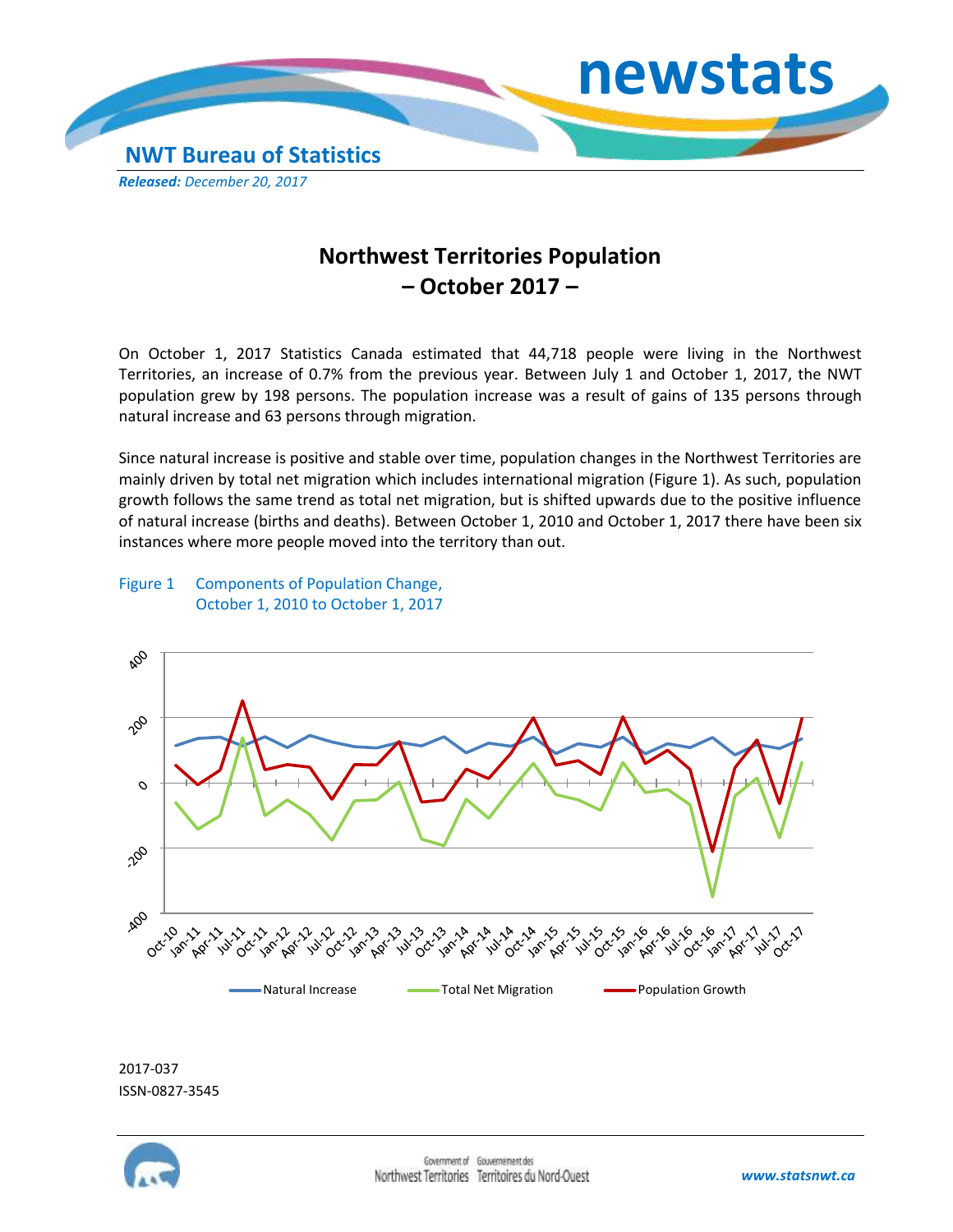newstats

NWT Bureau of Statistics

***Released:** December 20, 2017*

# Northwest Territories Population – October 2017 –

On October 1, 2017 Statistics Canada estimated that 44,718 people were living in the Northwest Territories, an increase of 0.7% from the previous year. Between July 1 and October 1, 2017, the NWT population grew by 198 persons. The population increase was a result of gains of 135 persons through natural increase and 63 persons through migration.

Since natural increase is positive and stable over time, population changes in the Northwest Territories are mainly driven by total net migration which includes international migration (Figure 1). As such, population growth follows the same trend as total net migration, but is shifted upwards due to the positive influence of natural increase (births and deaths). Between October 1, 2010 and October 1, 2017 there have been six instances where more people moved into the territory than out.

Figure 1 Components of Population Change, October 1, 2010 to October 1, 2017

2017-037
ISSN-0827-3545

www.statsnwt.ca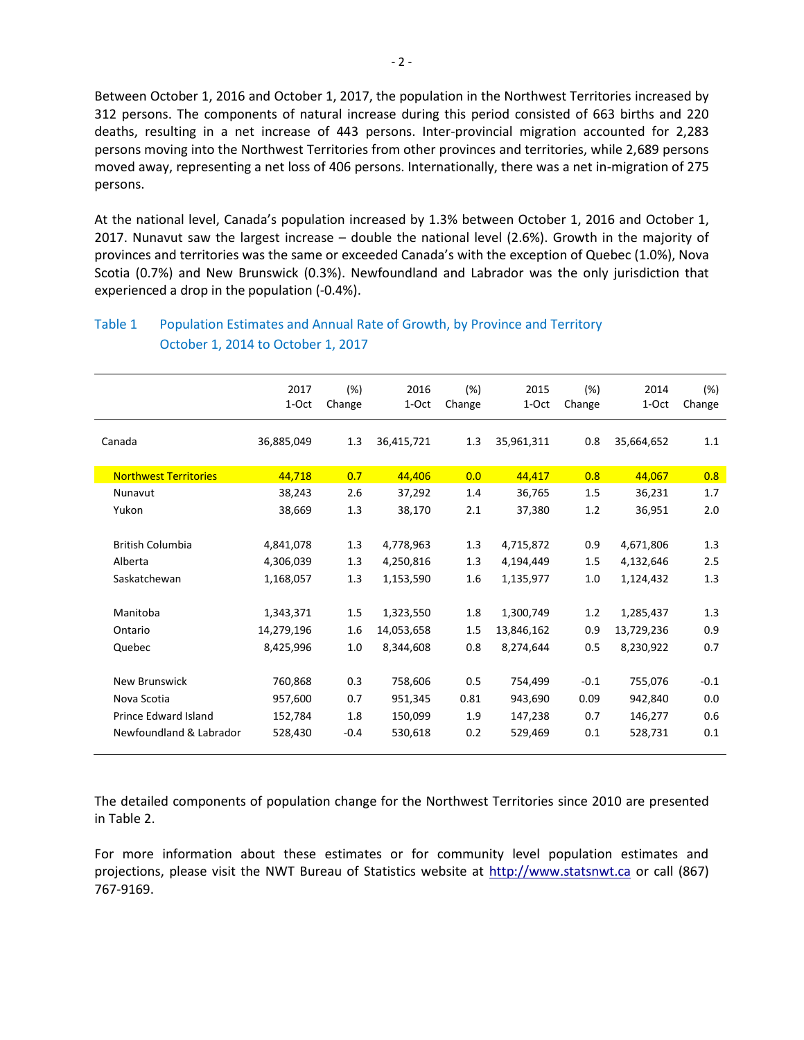Between October 1, 2016 and October 1, 2017, the population in the Northwest Territories increased by 312 persons. The components of natural increase during this period consisted of 663 births and 220 deaths, resulting in a net increase of 443 persons. Inter-provincial migration accounted for 2,283 persons moving into the Northwest Territories from other provinces and territories, while 2,689 persons moved away, representing a net loss of 406 persons. Internationally, there was a net in-migration of 275 persons.

At the national level, Canada's population increased by 1.3% between October 1, 2016 and October 1, 2017. Nunavut saw the largest increase – double the national level (2.6%). Growth in the majority of provinces and territories was the same or exceeded Canada's with the exception of Quebec (1.0%), Nova Scotia (0.7%) and New Brunswick (0.3%). Newfoundland and Labrador was the only jurisdiction that experienced a drop in the population (-0.4%).

**Table 1 Population Estimates and Annual Rate of Growth, by Province and Territory October 1, 2014 to October 1, 2017**

| | 2017 1-Oct | (%) Change | 2016 1-Oct | (%) Change | 2015 1-Oct | (%) Change | 2014 1-Oct | (%) Change |
|---|---|---|---|---|---|---|---|---|
| Canada | 36,885,049 | 1.3 | 36,415,721 | 1.3 | 35,961,311 | 0.8 | 35,664,652 | 1.1 |
| Northwest Territories | 44,718 | 0.7 | 44,406 | 0.0 | 44,417 | 0.8 | 44,067 | 0.8 |
| Nunavut | 38,243 | 2.6 | 37,292 | 1.4 | 36,765 | 1.5 | 36,231 | 1.7 |
| Yukon | 38,669 | 1.3 | 38,170 | 2.1 | 37,380 | 1.2 | 36,951 | 2.0 |
| British Columbia | 4,841,078 | 1.3 | 4,778,963 | 1.3 | 4,715,872 | 0.9 | 4,671,806 | 1.3 |
| Alberta | 4,306,039 | 1.3 | 4,250,816 | 1.3 | 4,194,449 | 1.5 | 4,132,646 | 2.5 |
| Saskatchewan | 1,168,057 | 1.3 | 1,153,590 | 1.6 | 1,135,977 | 1.0 | 1,124,432 | 1.3 |
| Manitoba | 1,343,371 | 1.5 | 1,323,550 | 1.8 | 1,300,749 | 1.2 | 1,285,437 | 1.3 |
| Ontario | 14,279,196 | 1.6 | 14,053,658 | 1.5 | 13,846,162 | 0.9 | 13,729,236 | 0.9 |
| Quebec | 8,425,996 | 1.0 | 8,344,608 | 0.8 | 8,274,644 | 0.5 | 8,230,922 | 0.7 |
| New Brunswick | 760,868 | 0.3 | 758,606 | 0.5 | 754,499 | -0.1 | 755,076 | -0.1 |
| Nova Scotia | 957,600 | 0.7 | 951,345 | 0.81 | 943,690 | 0.09 | 942,840 | 0.0 |
| Prince Edward Island | 152,784 | 1.8 | 150,099 | 1.9 | 147,238 | 0.7 | 146,277 | 0.6 |
| Newfoundland & Labrador | 528,430 | -0.4 | 530,618 | 0.2 | 529,469 | 0.1 | 528,731 | 0.1 |

The detailed components of population change for the Northwest Territories since 2010 are presented in Table 2.

For more information about these estimates or for community level population estimates and projections, please visit the NWT Bureau of Statistics website at http://www.statsnwt.ca or call (867) 767-9169.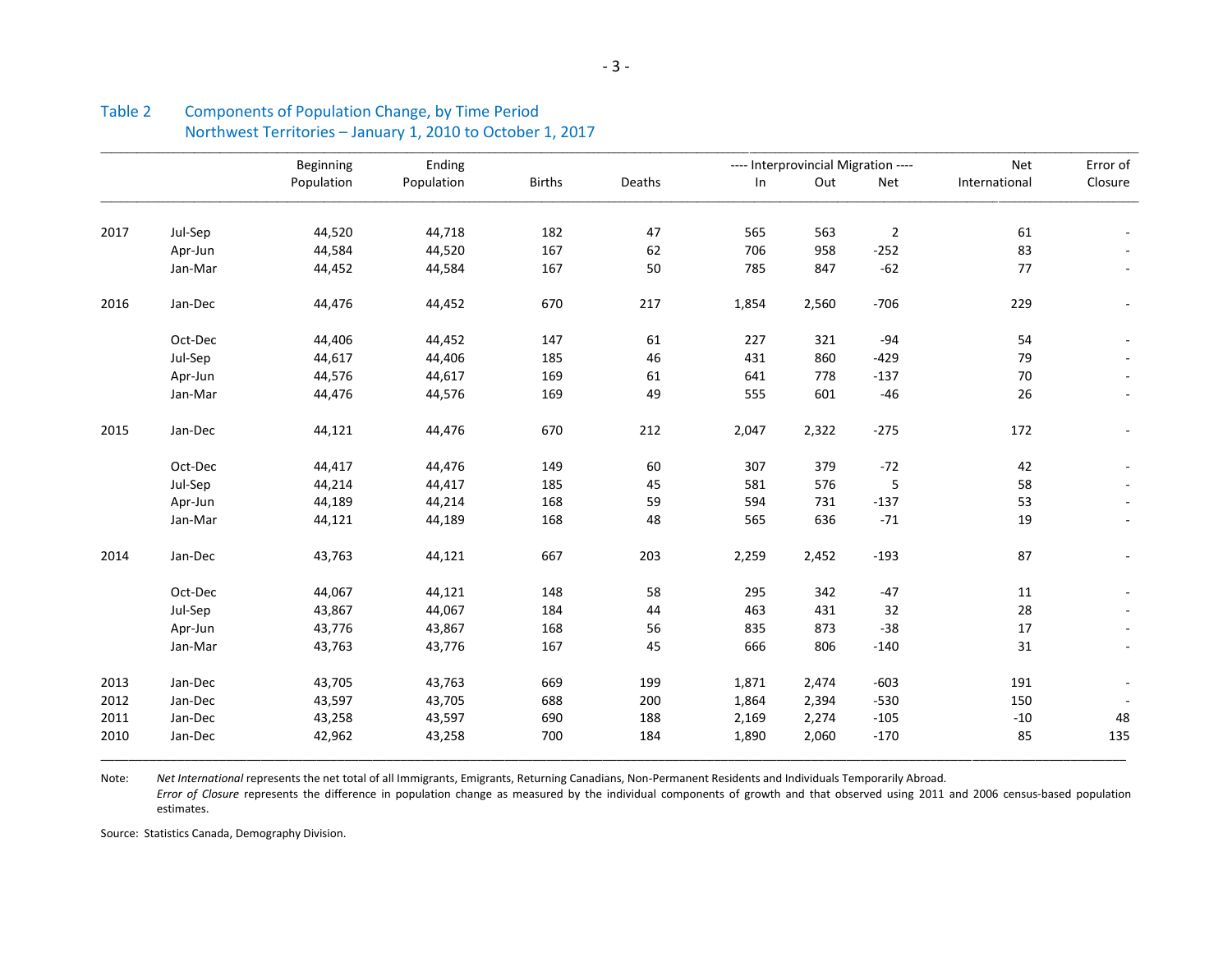## Table 2 Components of Population Change, by Time Period
### Northwest Territories – January 1, 2010 to October 1, 2017

| | | Beginning Population | Ending Population | Births | Deaths | ---- Interprovincial Migration ---- In | Out | Net | Net International | Error of Closure |
|---|---|---|---|---|---|---|---|---|---|---|
| 2017 | Jul-Sep | 44,520 | 44,718 | 182 | 47 | 565 | 563 | 2 | 61 | - |
| | Apr-Jun | 44,584 | 44,520 | 167 | 62 | 706 | 958 | -252 | 83 | - |
| | Jan-Mar | 44,452 | 44,584 | 167 | 50 | 785 | 847 | -62 | 77 | - |
| 2016 | Jan-Dec | 44,476 | 44,452 | 670 | 217 | 1,854 | 2,560 | -706 | 229 | - |
| | Oct-Dec | 44,406 | 44,452 | 147 | 61 | 227 | 321 | -94 | 54 | - |
| | Jul-Sep | 44,617 | 44,406 | 185 | 46 | 431 | 860 | -429 | 79 | - |
| | Apr-Jun | 44,576 | 44,617 | 169 | 61 | 641 | 778 | -137 | 70 | - |
| | Jan-Mar | 44,476 | 44,576 | 169 | 49 | 555 | 601 | -46 | 26 | - |
| 2015 | Jan-Dec | 44,121 | 44,476 | 670 | 212 | 2,047 | 2,322 | -275 | 172 | - |
| | Oct-Dec | 44,417 | 44,476 | 149 | 60 | 307 | 379 | -72 | 42 | - |
| | Jul-Sep | 44,214 | 44,417 | 185 | 45 | 581 | 576 | 5 | 58 | - |
| | Apr-Jun | 44,189 | 44,214 | 168 | 59 | 594 | 731 | -137 | 53 | - |
| | Jan-Mar | 44,121 | 44,189 | 168 | 48 | 565 | 636 | -71 | 19 | - |
| 2014 | Jan-Dec | 43,763 | 44,121 | 667 | 203 | 2,259 | 2,452 | -193 | 87 | - |
| | Oct-Dec | 44,067 | 44,121 | 148 | 58 | 295 | 342 | -47 | 11 | - |
| | Jul-Sep | 43,867 | 44,067 | 184 | 44 | 463 | 431 | 32 | 28 | - |
| | Apr-Jun | 43,776 | 43,867 | 168 | 56 | 835 | 873 | -38 | 17 | - |
| | Jan-Mar | 43,763 | 43,776 | 167 | 45 | 666 | 806 | -140 | 31 | - |
| 2013 | Jan-Dec | 43,705 | 43,763 | 669 | 199 | 1,871 | 2,474 | -603 | 191 | - |
| 2012 | Jan-Dec | 43,597 | 43,705 | 688 | 200 | 1,864 | 2,394 | -530 | 150 | - |
| 2011 | Jan-Dec | 43,258 | 43,597 | 690 | 188 | 2,169 | 2,274 | -105 | -10 | 48 |
| 2010 | Jan-Dec | 42,962 | 43,258 | 700 | 184 | 1,890 | 2,060 | -170 | 85 | 135 |

Note: *Net International* represents the net total of all Immigrants, Emigrants, Returning Canadians, Non-Permanent Residents and Individuals Temporarily Abroad.
*Error of Closure* represents the difference in population change as measured by the individual components of growth and that observed using 2011 and 2006 census-based population estimates.

Source: Statistics Canada, Demography Division.